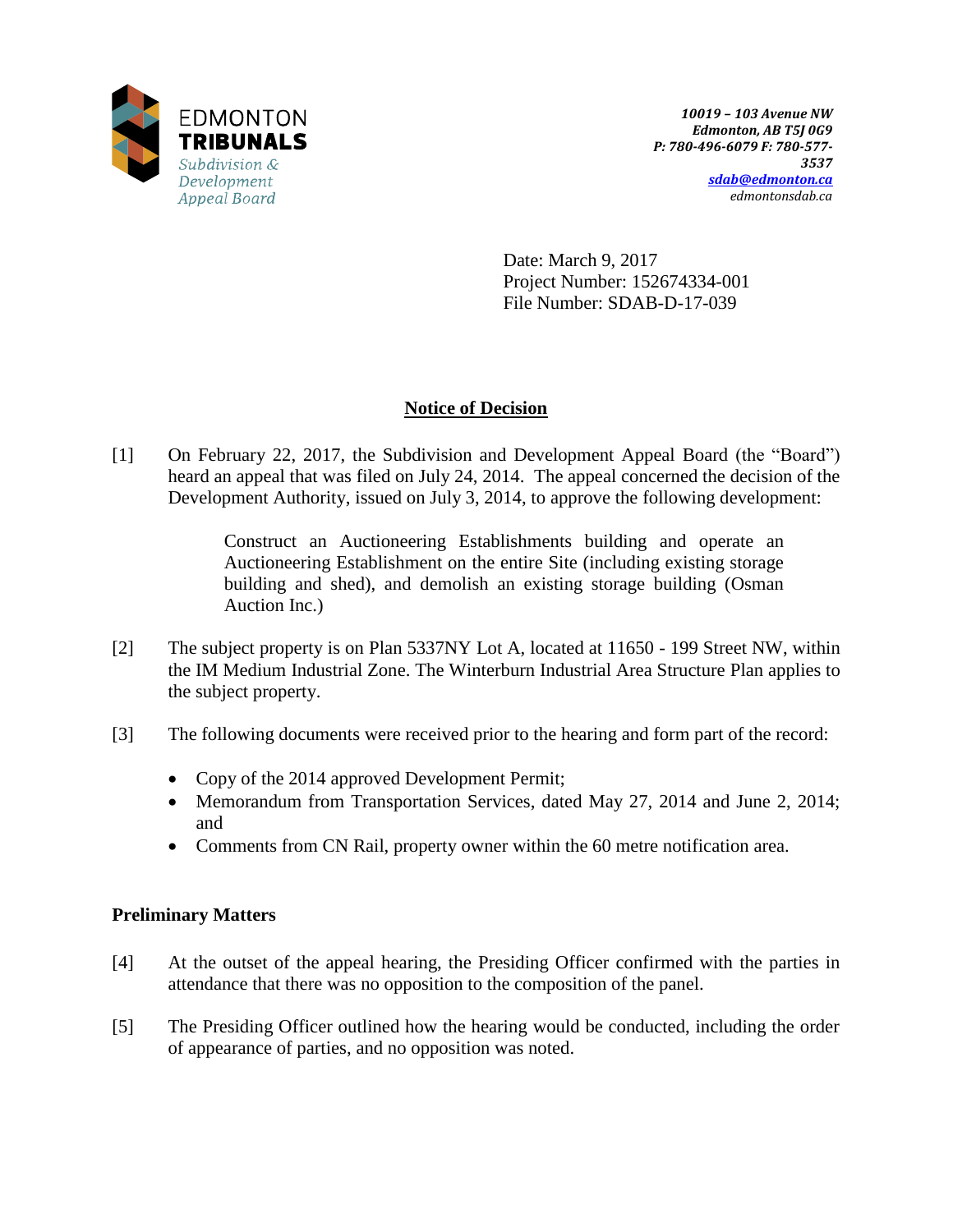EDMONTON
**TRIBUNALS**
*Subdivision & Development Appeal Board*

***10019 – 103 Avenue NW***
***Edmonton, AB T5J 0G9***
***P: 780-496-6079 F: 780-577-3537***
***sdab@edmonton.ca***
*edmontonsdab.ca*

Date: March 9, 2017
Project Number: 152674334-001
File Number: SDAB-D-17-039

## Notice of Decision

[1] On February 22, 2017, the Subdivision and Development Appeal Board (the "Board") heard an appeal that was filed on July 24, 2014. The appeal concerned the decision of the Development Authority, issued on July 3, 2014, to approve the following development:

> Construct an Auctioneering Establishments building and operate an Auctioneering Establishment on the entire Site (including existing storage building and shed), and demolish an existing storage building (Osman Auction Inc.)

[2] The subject property is on Plan 5337NY Lot A, located at 11650 - 199 Street NW, within the IM Medium Industrial Zone. The Winterburn Industrial Area Structure Plan applies to the subject property.

[3] The following documents were received prior to the hearing and form part of the record:

- Copy of the 2014 approved Development Permit;
- Memorandum from Transportation Services, dated May 27, 2014 and June 2, 2014; and
- Comments from CN Rail, property owner within the 60 metre notification area.

### Preliminary Matters

[4] At the outset of the appeal hearing, the Presiding Officer confirmed with the parties in attendance that there was no opposition to the composition of the panel.

[5] The Presiding Officer outlined how the hearing would be conducted, including the order of appearance of parties, and no opposition was noted.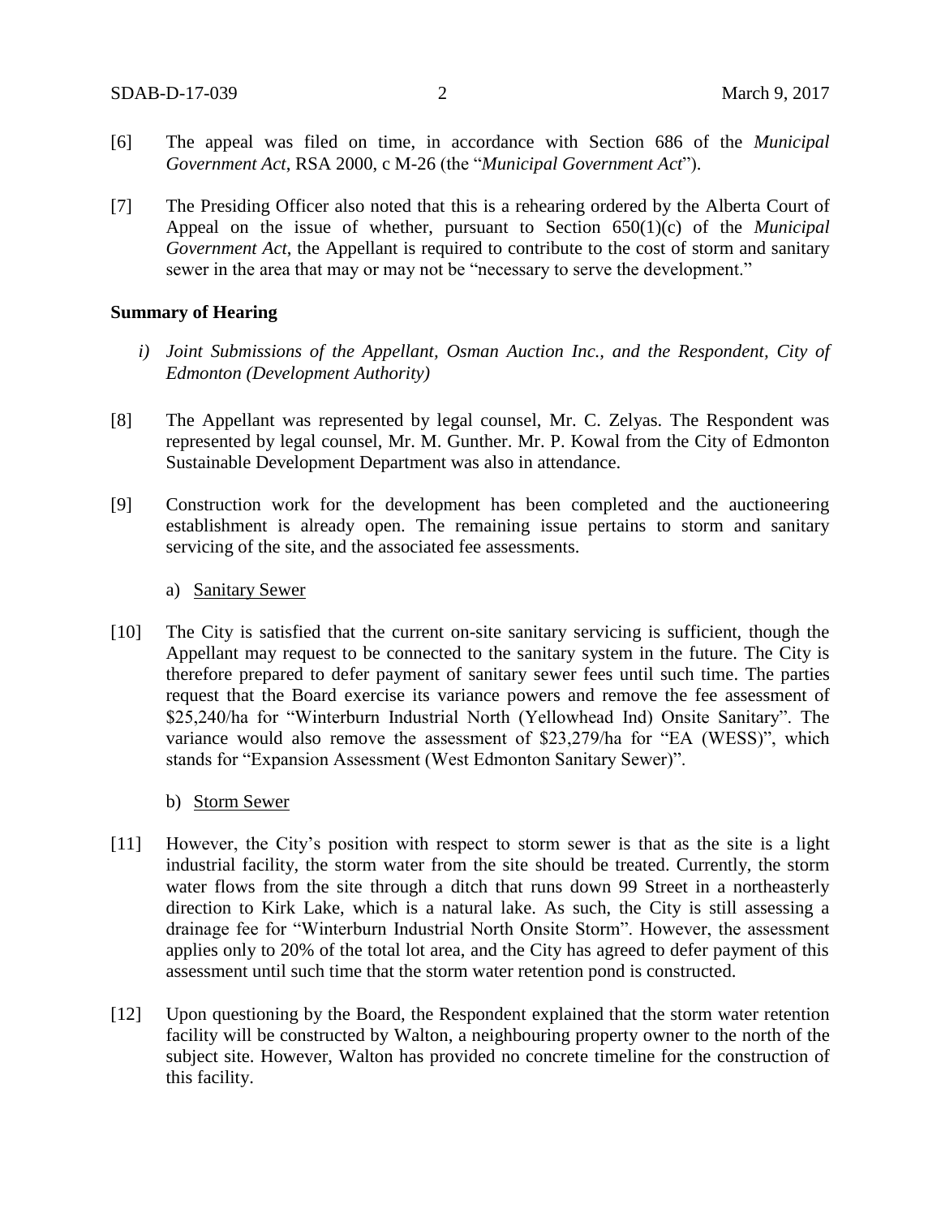[6] The appeal was filed on time, in accordance with Section 686 of the *Municipal Government Act*, RSA 2000, c M-26 (the "*Municipal Government Act*").

[7] The Presiding Officer also noted that this is a rehearing ordered by the Alberta Court of Appeal on the issue of whether, pursuant to Section 650(1)(c) of the *Municipal Government Act*, the Appellant is required to contribute to the cost of storm and sanitary sewer in the area that may or may not be "necessary to serve the development."

**Summary of Hearing**

*i) Joint Submissions of the Appellant, Osman Auction Inc., and the Respondent, City of Edmonton (Development Authority)*

[8] The Appellant was represented by legal counsel, Mr. C. Zelyas. The Respondent was represented by legal counsel, Mr. M. Gunther. Mr. P. Kowal from the City of Edmonton Sustainable Development Department was also in attendance.

[9] Construction work for the development has been completed and the auctioneering establishment is already open. The remaining issue pertains to storm and sanitary servicing of the site, and the associated fee assessments.

a) Sanitary Sewer

[10] The City is satisfied that the current on-site sanitary servicing is sufficient, though the Appellant may request to be connected to the sanitary system in the future. The City is therefore prepared to defer payment of sanitary sewer fees until such time. The parties request that the Board exercise its variance powers and remove the fee assessment of \$25,240/ha for "Winterburn Industrial North (Yellowhead Ind) Onsite Sanitary". The variance would also remove the assessment of \$23,279/ha for "EA (WESS)", which stands for "Expansion Assessment (West Edmonton Sanitary Sewer)".

b) Storm Sewer

[11] However, the City's position with respect to storm sewer is that as the site is a light industrial facility, the storm water from the site should be treated. Currently, the storm water flows from the site through a ditch that runs down 99 Street in a northeasterly direction to Kirk Lake, which is a natural lake. As such, the City is still assessing a drainage fee for "Winterburn Industrial North Onsite Storm". However, the assessment applies only to 20% of the total lot area, and the City has agreed to defer payment of this assessment until such time that the storm water retention pond is constructed.

[12] Upon questioning by the Board, the Respondent explained that the storm water retention facility will be constructed by Walton, a neighbouring property owner to the north of the subject site. However, Walton has provided no concrete timeline for the construction of this facility.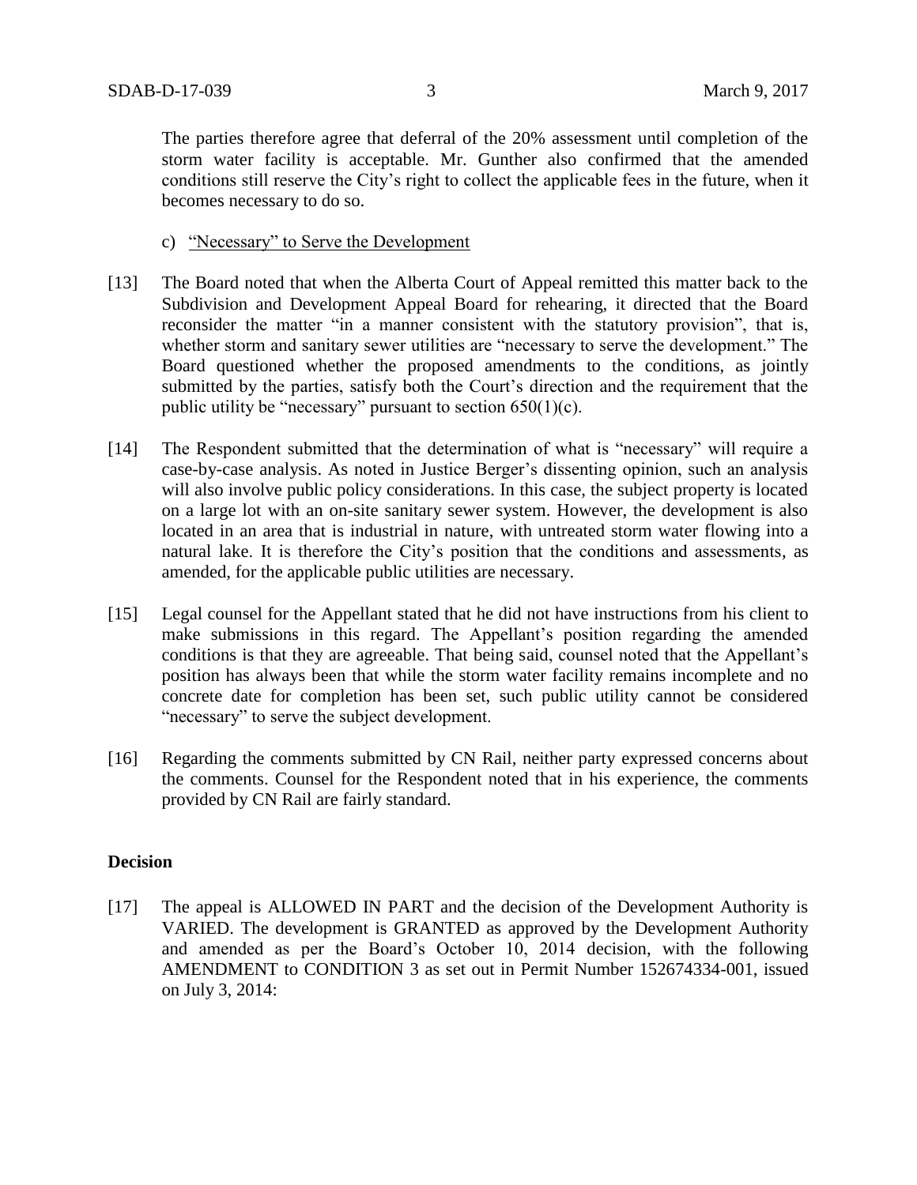The parties therefore agree that deferral of the 20% assessment until completion of the storm water facility is acceptable. Mr. Gunther also confirmed that the amended conditions still reserve the City's right to collect the applicable fees in the future, when it becomes necessary to do so.

c) "Necessary" to Serve the Development

[13] The Board noted that when the Alberta Court of Appeal remitted this matter back to the Subdivision and Development Appeal Board for rehearing, it directed that the Board reconsider the matter "in a manner consistent with the statutory provision", that is, whether storm and sanitary sewer utilities are "necessary to serve the development." The Board questioned whether the proposed amendments to the conditions, as jointly submitted by the parties, satisfy both the Court's direction and the requirement that the public utility be "necessary" pursuant to section 650(1)(c).

[14] The Respondent submitted that the determination of what is "necessary" will require a case-by-case analysis. As noted in Justice Berger's dissenting opinion, such an analysis will also involve public policy considerations. In this case, the subject property is located on a large lot with an on-site sanitary sewer system. However, the development is also located in an area that is industrial in nature, with untreated storm water flowing into a natural lake. It is therefore the City's position that the conditions and assessments, as amended, for the applicable public utilities are necessary.

[15] Legal counsel for the Appellant stated that he did not have instructions from his client to make submissions in this regard. The Appellant's position regarding the amended conditions is that they are agreeable. That being said, counsel noted that the Appellant's position has always been that while the storm water facility remains incomplete and no concrete date for completion has been set, such public utility cannot be considered "necessary" to serve the subject development.

[16] Regarding the comments submitted by CN Rail, neither party expressed concerns about the comments. Counsel for the Respondent noted that in his experience, the comments provided by CN Rail are fairly standard.

**Decision**

[17] The appeal is ALLOWED IN PART and the decision of the Development Authority is VARIED. The development is GRANTED as approved by the Development Authority and amended as per the Board's October 10, 2014 decision, with the following AMENDMENT to CONDITION 3 as set out in Permit Number 152674334-001, issued on July 3, 2014: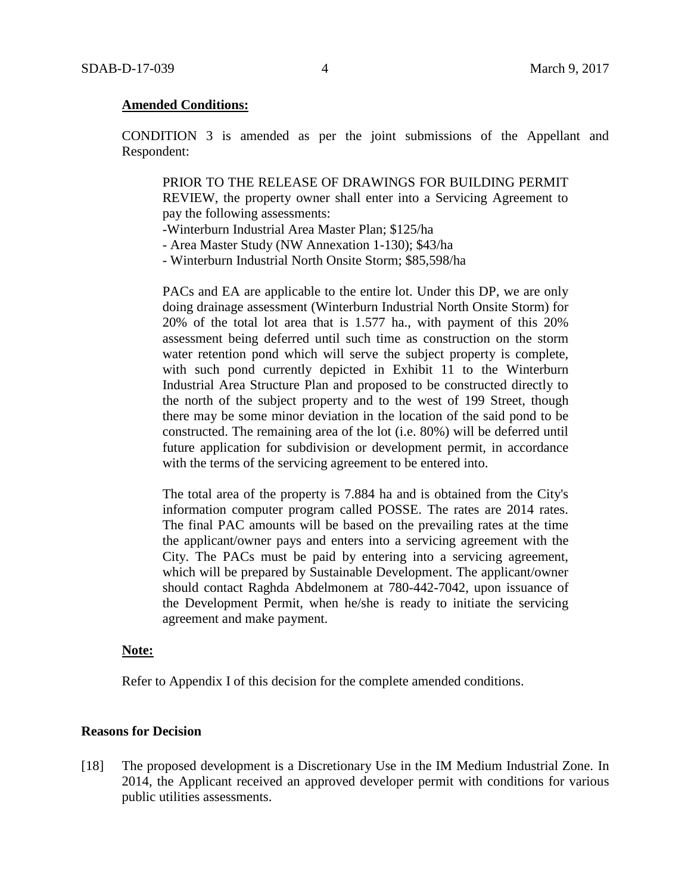**Amended Conditions:**

CONDITION 3 is amended as per the joint submissions of the Appellant and Respondent:

> PRIOR TO THE RELEASE OF DRAWINGS FOR BUILDING PERMIT REVIEW, the property owner shall enter into a Servicing Agreement to pay the following assessments:
> -Winterburn Industrial Area Master Plan; $125/ha
> - Area Master Study (NW Annexation 1-130); $43/ha
> - Winterburn Industrial North Onsite Storm; $85,598/ha
>
> PACs and EA are applicable to the entire lot. Under this DP, we are only doing drainage assessment (Winterburn Industrial North Onsite Storm) for 20% of the total lot area that is 1.577 ha., with payment of this 20% assessment being deferred until such time as construction on the storm water retention pond which will serve the subject property is complete, with such pond currently depicted in Exhibit 11 to the Winterburn Industrial Area Structure Plan and proposed to be constructed directly to the north of the subject property and to the west of 199 Street, though there may be some minor deviation in the location of the said pond to be constructed. The remaining area of the lot (i.e. 80%) will be deferred until future application for subdivision or development permit, in accordance with the terms of the servicing agreement to be entered into.
>
> The total area of the property is 7.884 ha and is obtained from the City's information computer program called POSSE. The rates are 2014 rates. The final PAC amounts will be based on the prevailing rates at the time the applicant/owner pays and enters into a servicing agreement with the City. The PACs must be paid by entering into a servicing agreement, which will be prepared by Sustainable Development. The applicant/owner should contact Raghda Abdelmonem at 780-442-7042, upon issuance of the Development Permit, when he/she is ready to initiate the servicing agreement and make payment.

**Note:**

Refer to Appendix I of this decision for the complete amended conditions.

**Reasons for Decision**

[18] The proposed development is a Discretionary Use in the IM Medium Industrial Zone. In 2014, the Applicant received an approved developer permit with conditions for various public utilities assessments.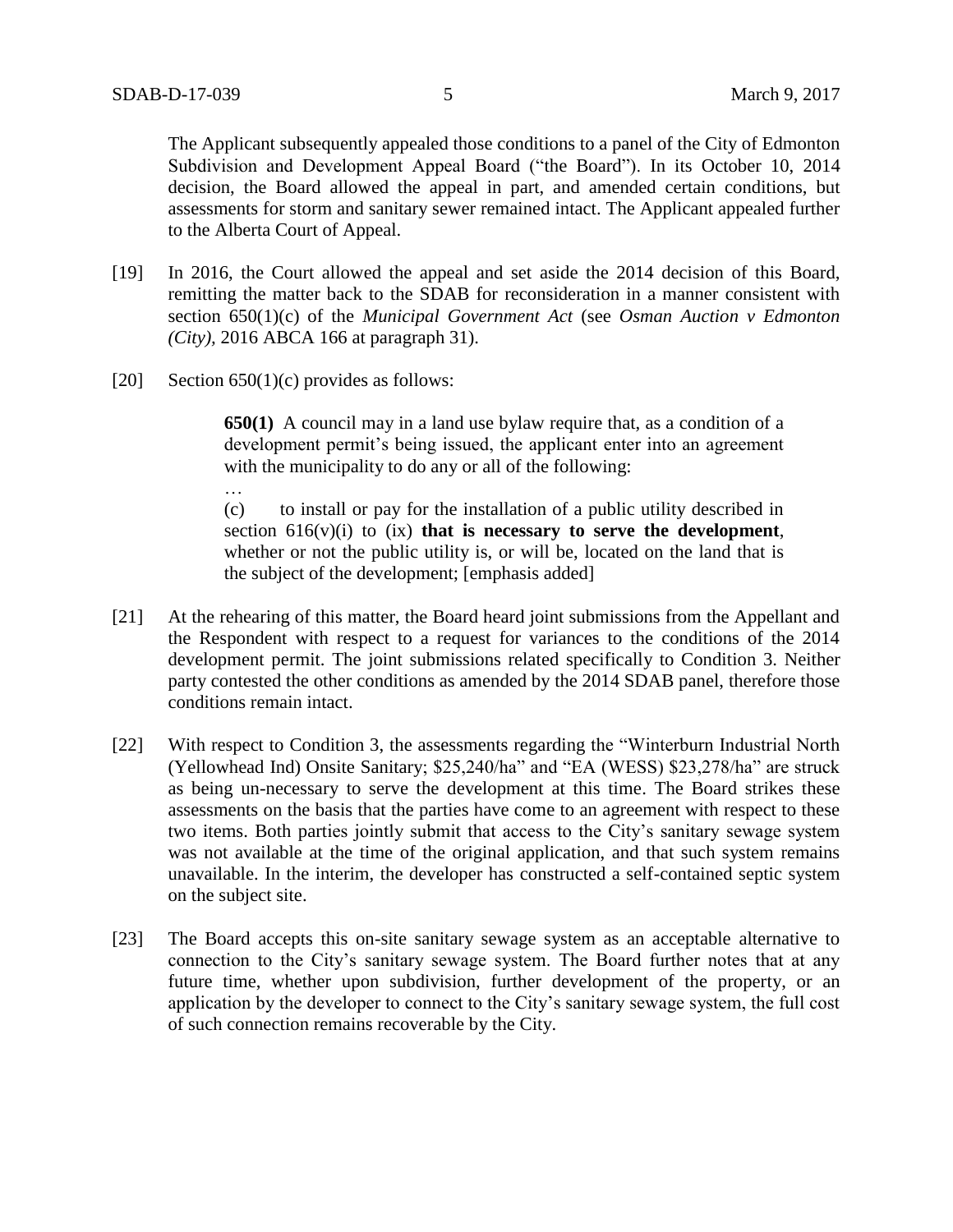The Applicant subsequently appealed those conditions to a panel of the City of Edmonton Subdivision and Development Appeal Board ("the Board"). In its October 10, 2014 decision, the Board allowed the appeal in part, and amended certain conditions, but assessments for storm and sanitary sewer remained intact. The Applicant appealed further to the Alberta Court of Appeal.

[19] In 2016, the Court allowed the appeal and set aside the 2014 decision of this Board, remitting the matter back to the SDAB for reconsideration in a manner consistent with section 650(1)(c) of the *Municipal Government Act* (see *Osman Auction v Edmonton (City)*, 2016 ABCA 166 at paragraph 31).

[20] Section 650(1)(c) provides as follows:

> **650(1)** A council may in a land use bylaw require that, as a condition of a development permit's being issued, the applicant enter into an agreement with the municipality to do any or all of the following:
>
> …
>
> (c) to install or pay for the installation of a public utility described in section 616(v)(i) to (ix) **that is necessary to serve the development**, whether or not the public utility is, or will be, located on the land that is the subject of the development; [emphasis added]

[21] At the rehearing of this matter, the Board heard joint submissions from the Appellant and the Respondent with respect to a request for variances to the conditions of the 2014 development permit. The joint submissions related specifically to Condition 3. Neither party contested the other conditions as amended by the 2014 SDAB panel, therefore those conditions remain intact.

[22] With respect to Condition 3, the assessments regarding the "Winterburn Industrial North (Yellowhead Ind) Onsite Sanitary; $25,240/ha" and "EA (WESS) $23,278/ha" are struck as being un-necessary to serve the development at this time. The Board strikes these assessments on the basis that the parties have come to an agreement with respect to these two items. Both parties jointly submit that access to the City's sanitary sewage system was not available at the time of the original application, and that such system remains unavailable. In the interim, the developer has constructed a self-contained septic system on the subject site.

[23] The Board accepts this on-site sanitary sewage system as an acceptable alternative to connection to the City's sanitary sewage system. The Board further notes that at any future time, whether upon subdivision, further development of the property, or an application by the developer to connect to the City's sanitary sewage system, the full cost of such connection remains recoverable by the City.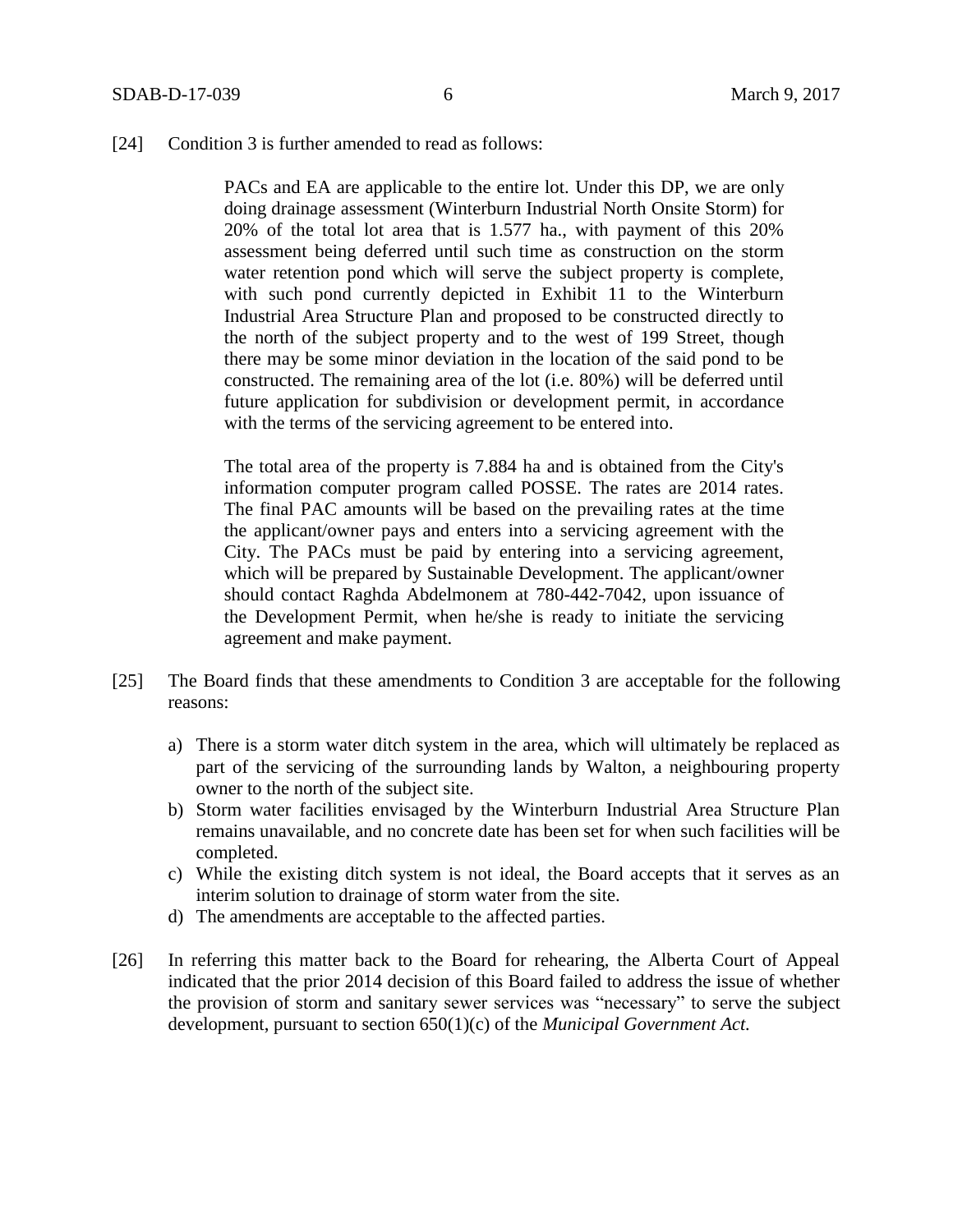[24] Condition 3 is further amended to read as follows:

> PACs and EA are applicable to the entire lot. Under this DP, we are only doing drainage assessment (Winterburn Industrial North Onsite Storm) for 20% of the total lot area that is 1.577 ha., with payment of this 20% assessment being deferred until such time as construction on the storm water retention pond which will serve the subject property is complete, with such pond currently depicted in Exhibit 11 to the Winterburn Industrial Area Structure Plan and proposed to be constructed directly to the north of the subject property and to the west of 199 Street, though there may be some minor deviation in the location of the said pond to be constructed. The remaining area of the lot (i.e. 80%) will be deferred until future application for subdivision or development permit, in accordance with the terms of the servicing agreement to be entered into.
>
> The total area of the property is 7.884 ha and is obtained from the City's information computer program called POSSE. The rates are 2014 rates. The final PAC amounts will be based on the prevailing rates at the time the applicant/owner pays and enters into a servicing agreement with the City. The PACs must be paid by entering into a servicing agreement, which will be prepared by Sustainable Development. The applicant/owner should contact Raghda Abdelmonem at 780-442-7042, upon issuance of the Development Permit, when he/she is ready to initiate the servicing agreement and make payment.

[25] The Board finds that these amendments to Condition 3 are acceptable for the following reasons:

a) There is a storm water ditch system in the area, which will ultimately be replaced as part of the servicing of the surrounding lands by Walton, a neighbouring property owner to the north of the subject site.
b) Storm water facilities envisaged by the Winterburn Industrial Area Structure Plan remains unavailable, and no concrete date has been set for when such facilities will be completed.
c) While the existing ditch system is not ideal, the Board accepts that it serves as an interim solution to drainage of storm water from the site.
d) The amendments are acceptable to the affected parties.

[26] In referring this matter back to the Board for rehearing, the Alberta Court of Appeal indicated that the prior 2014 decision of this Board failed to address the issue of whether the provision of storm and sanitary sewer services was "necessary" to serve the subject development, pursuant to section 650(1)(c) of the *Municipal Government Act.*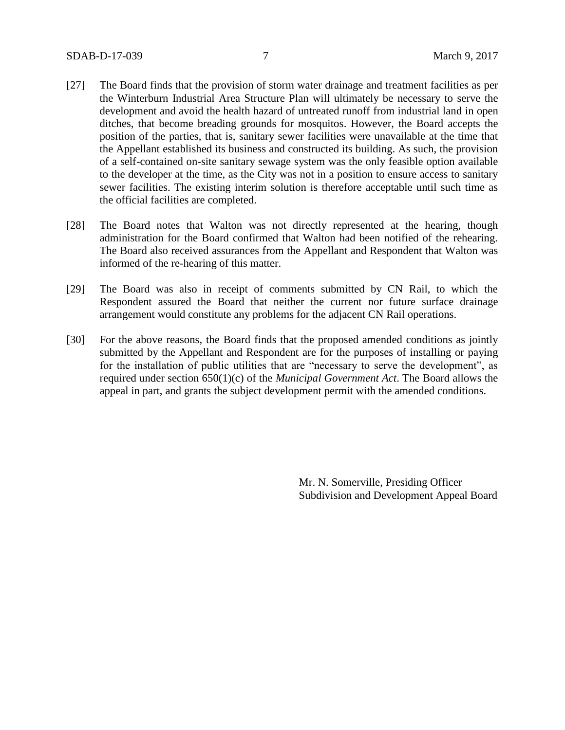[27] The Board finds that the provision of storm water drainage and treatment facilities as per the Winterburn Industrial Area Structure Plan will ultimately be necessary to serve the development and avoid the health hazard of untreated runoff from industrial land in open ditches, that become breading grounds for mosquitos. However, the Board accepts the position of the parties, that is, sanitary sewer facilities were unavailable at the time that the Appellant established its business and constructed its building. As such, the provision of a self-contained on-site sanitary sewage system was the only feasible option available to the developer at the time, as the City was not in a position to ensure access to sanitary sewer facilities. The existing interim solution is therefore acceptable until such time as the official facilities are completed.

[28] The Board notes that Walton was not directly represented at the hearing, though administration for the Board confirmed that Walton had been notified of the rehearing. The Board also received assurances from the Appellant and Respondent that Walton was informed of the re-hearing of this matter.

[29] The Board was also in receipt of comments submitted by CN Rail, to which the Respondent assured the Board that neither the current nor future surface drainage arrangement would constitute any problems for the adjacent CN Rail operations.

[30] For the above reasons, the Board finds that the proposed amended conditions as jointly submitted by the Appellant and Respondent are for the purposes of installing or paying for the installation of public utilities that are "necessary to serve the development", as required under section 650(1)(c) of the *Municipal Government Act*. The Board allows the appeal in part, and grants the subject development permit with the amended conditions.

Mr. N. Somerville, Presiding Officer
Subdivision and Development Appeal Board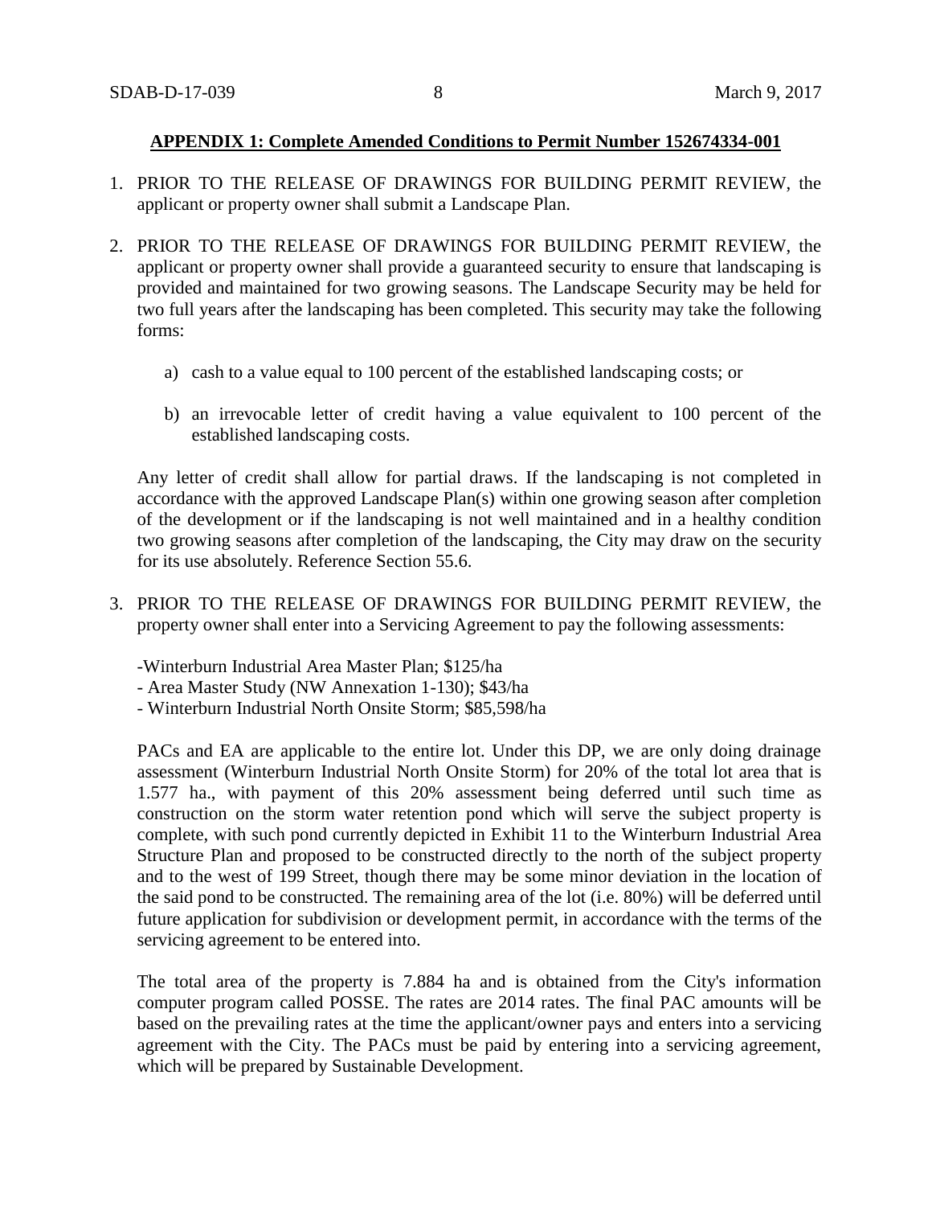**APPENDIX 1: Complete Amended Conditions to Permit Number 152674334-001**

1. PRIOR TO THE RELEASE OF DRAWINGS FOR BUILDING PERMIT REVIEW, the applicant or property owner shall submit a Landscape Plan.

2. PRIOR TO THE RELEASE OF DRAWINGS FOR BUILDING PERMIT REVIEW, the applicant or property owner shall provide a guaranteed security to ensure that landscaping is provided and maintained for two growing seasons. The Landscape Security may be held for two full years after the landscaping has been completed. This security may take the following forms:

   a) cash to a value equal to 100 percent of the established landscaping costs; or

   b) an irrevocable letter of credit having a value equivalent to 100 percent of the established landscaping costs.

   Any letter of credit shall allow for partial draws. If the landscaping is not completed in accordance with the approved Landscape Plan(s) within one growing season after completion of the development or if the landscaping is not well maintained and in a healthy condition two growing seasons after completion of the landscaping, the City may draw on the security for its use absolutely. Reference Section 55.6.

3. PRIOR TO THE RELEASE OF DRAWINGS FOR BUILDING PERMIT REVIEW, the property owner shall enter into a Servicing Agreement to pay the following assessments:

   -Winterburn Industrial Area Master Plan; $125/ha
   - Area Master Study (NW Annexation 1-130); $43/ha
   - Winterburn Industrial North Onsite Storm; $85,598/ha

   PACs and EA are applicable to the entire lot. Under this DP, we are only doing drainage assessment (Winterburn Industrial North Onsite Storm) for 20% of the total lot area that is 1.577 ha., with payment of this 20% assessment being deferred until such time as construction on the storm water retention pond which will serve the subject property is complete, with such pond currently depicted in Exhibit 11 to the Winterburn Industrial Area Structure Plan and proposed to be constructed directly to the north of the subject property and to the west of 199 Street, though there may be some minor deviation in the location of the said pond to be constructed. The remaining area of the lot (i.e. 80%) will be deferred until future application for subdivision or development permit, in accordance with the terms of the servicing agreement to be entered into.

   The total area of the property is 7.884 ha and is obtained from the City's information computer program called POSSE. The rates are 2014 rates. The final PAC amounts will be based on the prevailing rates at the time the applicant/owner pays and enters into a servicing agreement with the City. The PACs must be paid by entering into a servicing agreement, which will be prepared by Sustainable Development.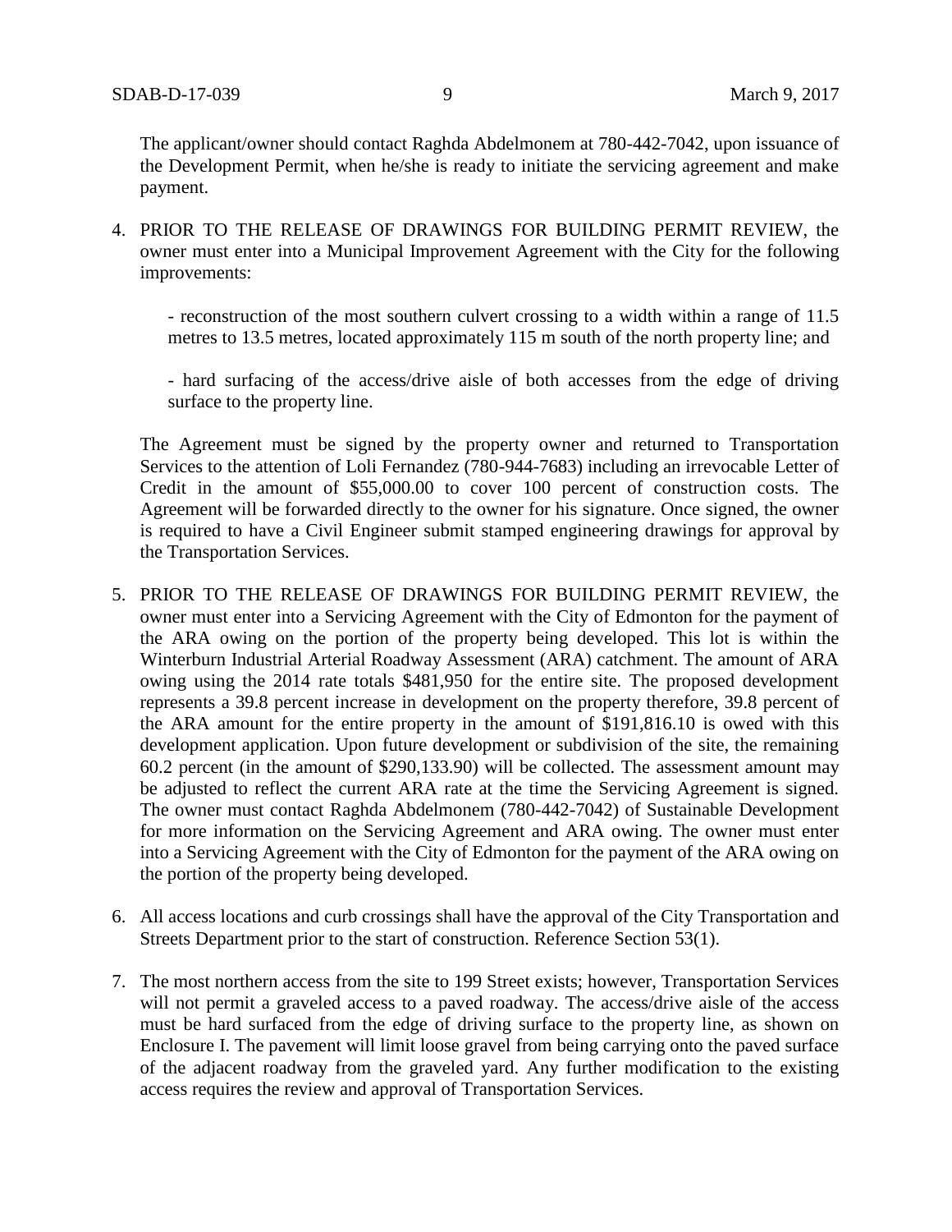The applicant/owner should contact Raghda Abdelmonem at 780-442-7042, upon issuance of the Development Permit, when he/she is ready to initiate the servicing agreement and make payment.

4. PRIOR TO THE RELEASE OF DRAWINGS FOR BUILDING PERMIT REVIEW, the owner must enter into a Municipal Improvement Agreement with the City for the following improvements:

   - reconstruction of the most southern culvert crossing to a width within a range of 11.5 metres to 13.5 metres, located approximately 115 m south of the north property line; and

   - hard surfacing of the access/drive aisle of both accesses from the edge of driving surface to the property line.

   The Agreement must be signed by the property owner and returned to Transportation Services to the attention of Loli Fernandez (780-944-7683) including an irrevocable Letter of Credit in the amount of $55,000.00 to cover 100 percent of construction costs. The Agreement will be forwarded directly to the owner for his signature. Once signed, the owner is required to have a Civil Engineer submit stamped engineering drawings for approval by the Transportation Services.

5. PRIOR TO THE RELEASE OF DRAWINGS FOR BUILDING PERMIT REVIEW, the owner must enter into a Servicing Agreement with the City of Edmonton for the payment of the ARA owing on the portion of the property being developed. This lot is within the Winterburn Industrial Arterial Roadway Assessment (ARA) catchment. The amount of ARA owing using the 2014 rate totals $481,950 for the entire site. The proposed development represents a 39.8 percent increase in development on the property therefore, 39.8 percent of the ARA amount for the entire property in the amount of $191,816.10 is owed with this development application. Upon future development or subdivision of the site, the remaining 60.2 percent (in the amount of $290,133.90) will be collected. The assessment amount may be adjusted to reflect the current ARA rate at the time the Servicing Agreement is signed. The owner must contact Raghda Abdelmonem (780-442-7042) of Sustainable Development for more information on the Servicing Agreement and ARA owing. The owner must enter into a Servicing Agreement with the City of Edmonton for the payment of the ARA owing on the portion of the property being developed.

6. All access locations and curb crossings shall have the approval of the City Transportation and Streets Department prior to the start of construction. Reference Section 53(1).

7. The most northern access from the site to 199 Street exists; however, Transportation Services will not permit a graveled access to a paved roadway. The access/drive aisle of the access must be hard surfaced from the edge of driving surface to the property line, as shown on Enclosure I. The pavement will limit loose gravel from being carrying onto the paved surface of the adjacent roadway from the graveled yard. Any further modification to the existing access requires the review and approval of Transportation Services.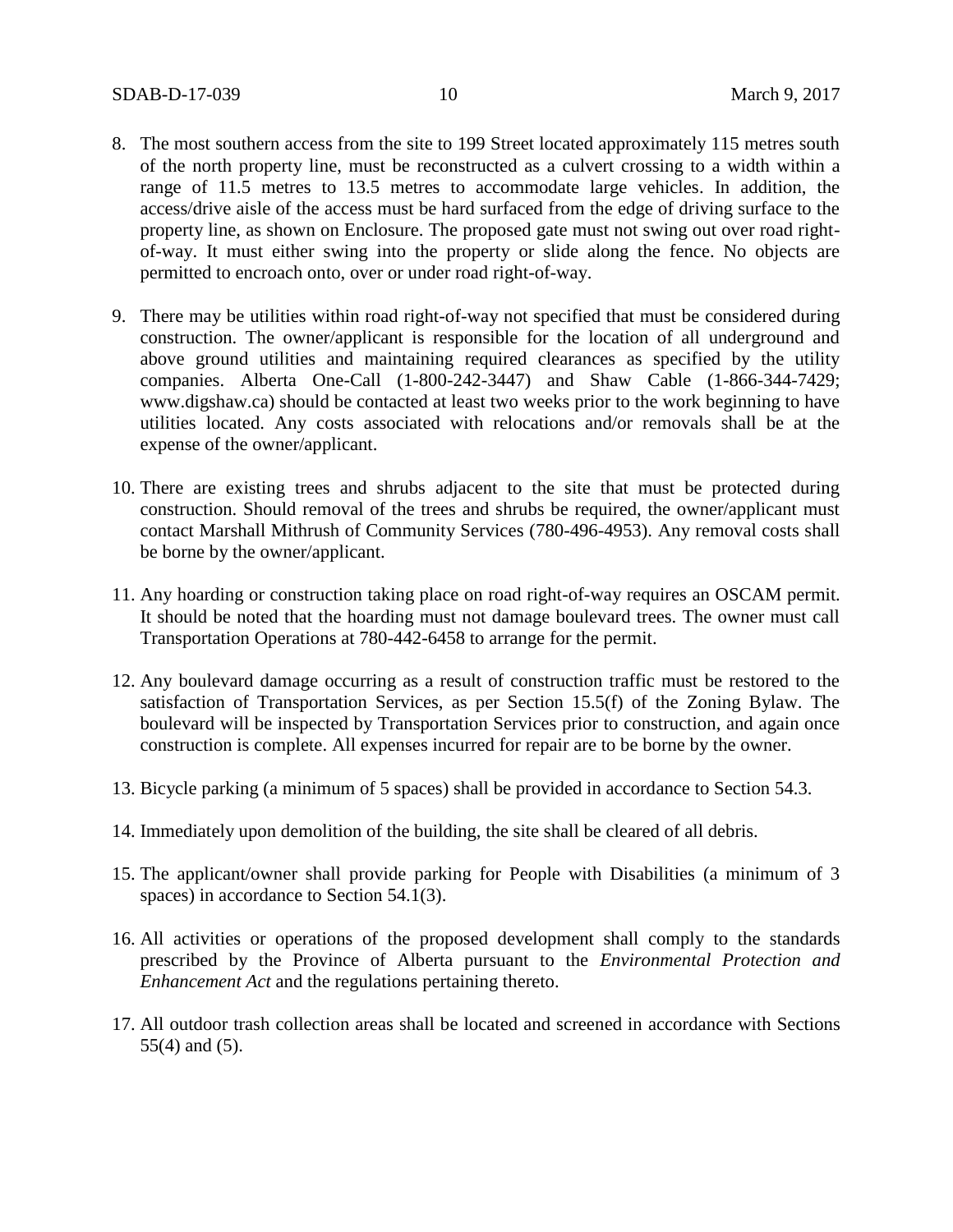8. The most southern access from the site to 199 Street located approximately 115 metres south of the north property line, must be reconstructed as a culvert crossing to a width within a range of 11.5 metres to 13.5 metres to accommodate large vehicles. In addition, the access/drive aisle of the access must be hard surfaced from the edge of driving surface to the property line, as shown on Enclosure. The proposed gate must not swing out over road right-of-way. It must either swing into the property or slide along the fence. No objects are permitted to encroach onto, over or under road right-of-way.

9. There may be utilities within road right-of-way not specified that must be considered during construction. The owner/applicant is responsible for the location of all underground and above ground utilities and maintaining required clearances as specified by the utility companies. Alberta One-Call (1-800-242-3447) and Shaw Cable (1-866-344-7429; www.digshaw.ca) should be contacted at least two weeks prior to the work beginning to have utilities located. Any costs associated with relocations and/or removals shall be at the expense of the owner/applicant.

10. There are existing trees and shrubs adjacent to the site that must be protected during construction. Should removal of the trees and shrubs be required, the owner/applicant must contact Marshall Mithrush of Community Services (780-496-4953). Any removal costs shall be borne by the owner/applicant.

11. Any hoarding or construction taking place on road right-of-way requires an OSCAM permit. It should be noted that the hoarding must not damage boulevard trees. The owner must call Transportation Operations at 780-442-6458 to arrange for the permit.

12. Any boulevard damage occurring as a result of construction traffic must be restored to the satisfaction of Transportation Services, as per Section 15.5(f) of the Zoning Bylaw. The boulevard will be inspected by Transportation Services prior to construction, and again once construction is complete. All expenses incurred for repair are to be borne by the owner.

13. Bicycle parking (a minimum of 5 spaces) shall be provided in accordance to Section 54.3.

14. Immediately upon demolition of the building, the site shall be cleared of all debris.

15. The applicant/owner shall provide parking for People with Disabilities (a minimum of 3 spaces) in accordance to Section 54.1(3).

16. All activities or operations of the proposed development shall comply to the standards prescribed by the Province of Alberta pursuant to the *Environmental Protection and Enhancement Act* and the regulations pertaining thereto.

17. All outdoor trash collection areas shall be located and screened in accordance with Sections 55(4) and (5).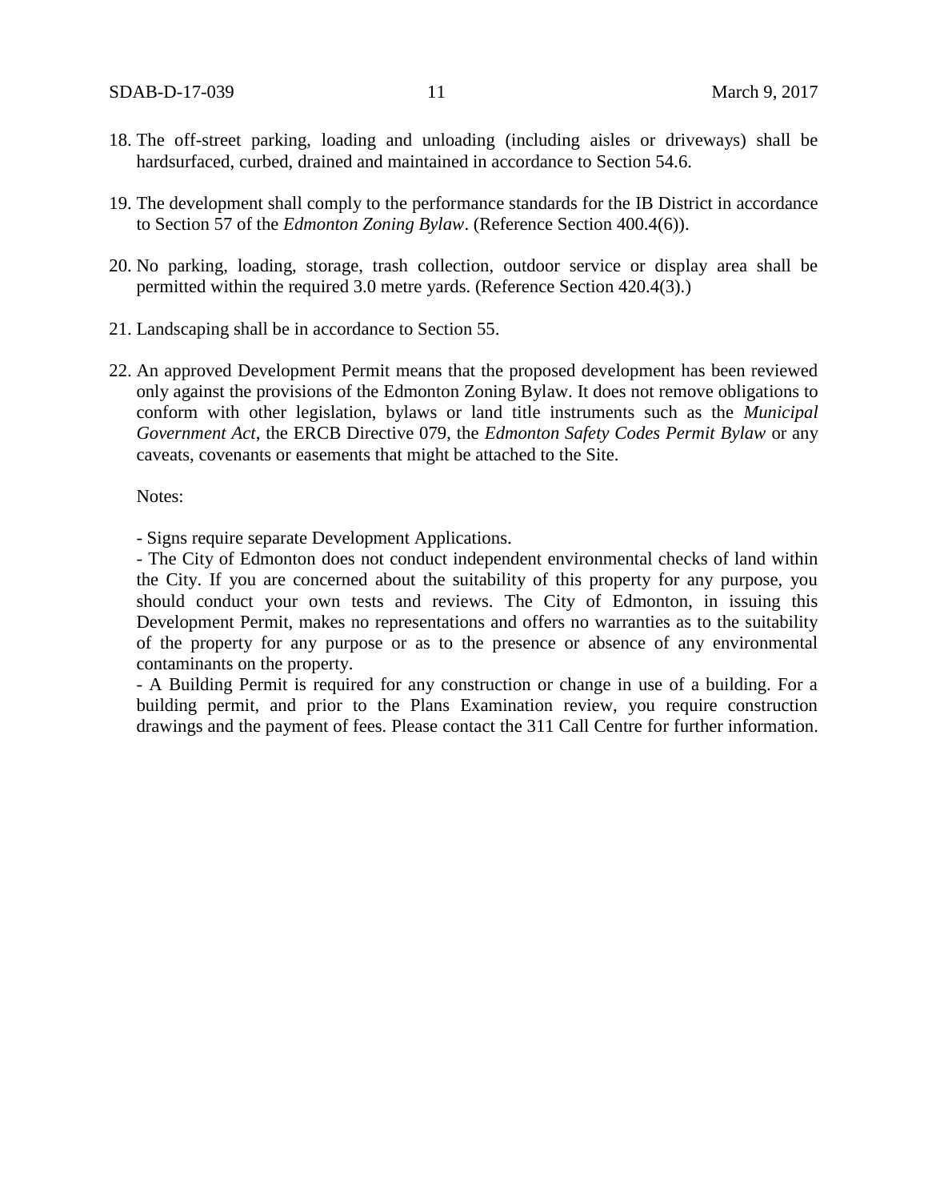18. The off-street parking, loading and unloading (including aisles or driveways) shall be hardsurfaced, curbed, drained and maintained in accordance to Section 54.6.

19. The development shall comply to the performance standards for the IB District in accordance to Section 57 of the *Edmonton Zoning Bylaw*. (Reference Section 400.4(6)).

20. No parking, loading, storage, trash collection, outdoor service or display area shall be permitted within the required 3.0 metre yards. (Reference Section 420.4(3).)

21. Landscaping shall be in accordance to Section 55.

22. An approved Development Permit means that the proposed development has been reviewed only against the provisions of the Edmonton Zoning Bylaw. It does not remove obligations to conform with other legislation, bylaws or land title instruments such as the *Municipal Government Act*, the ERCB Directive 079, the *Edmonton Safety Codes Permit Bylaw* or any caveats, covenants or easements that might be attached to the Site.

    Notes:

    - Signs require separate Development Applications.
    - The City of Edmonton does not conduct independent environmental checks of land within the City. If you are concerned about the suitability of this property for any purpose, you should conduct your own tests and reviews. The City of Edmonton, in issuing this Development Permit, makes no representations and offers no warranties as to the suitability of the property for any purpose or as to the presence or absence of any environmental contaminants on the property.
    - A Building Permit is required for any construction or change in use of a building. For a building permit, and prior to the Plans Examination review, you require construction drawings and the payment of fees. Please contact the 311 Call Centre for further information.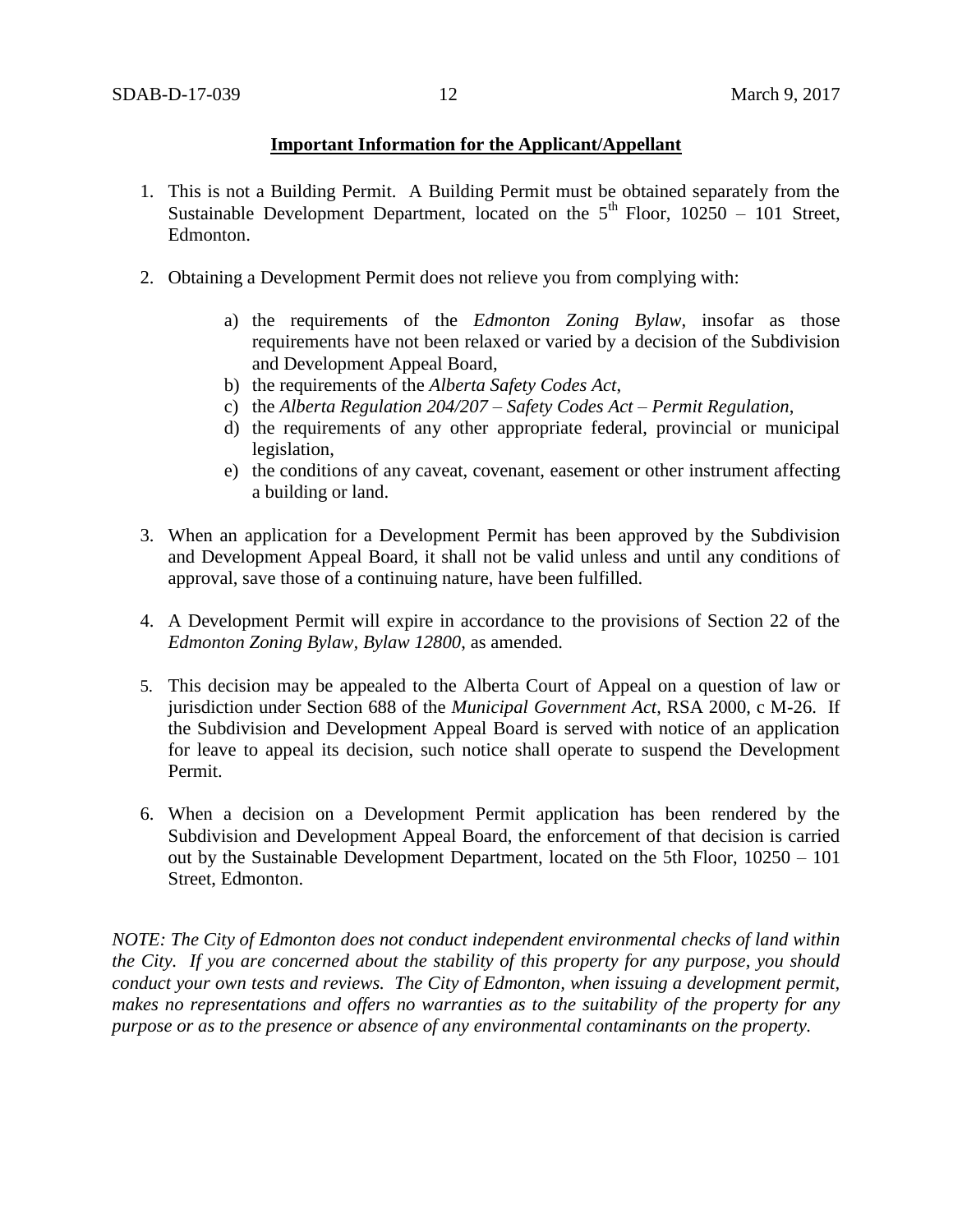**Important Information for the Applicant/Appellant**

1. This is not a Building Permit. A Building Permit must be obtained separately from the Sustainable Development Department, located on the 5th Floor, 10250 – 101 Street, Edmonton.

2. Obtaining a Development Permit does not relieve you from complying with:

   a) the requirements of the *Edmonton Zoning Bylaw*, insofar as those requirements have not been relaxed or varied by a decision of the Subdivision and Development Appeal Board,
   b) the requirements of the *Alberta Safety Codes Act*,
   c) the *Alberta Regulation 204/207 – Safety Codes Act – Permit Regulation*,
   d) the requirements of any other appropriate federal, provincial or municipal legislation,
   e) the conditions of any caveat, covenant, easement or other instrument affecting a building or land.

3. When an application for a Development Permit has been approved by the Subdivision and Development Appeal Board, it shall not be valid unless and until any conditions of approval, save those of a continuing nature, have been fulfilled.

4. A Development Permit will expire in accordance to the provisions of Section 22 of the *Edmonton Zoning Bylaw, Bylaw 12800*, as amended.

5. This decision may be appealed to the Alberta Court of Appeal on a question of law or jurisdiction under Section 688 of the *Municipal Government Act*, RSA 2000, c M-26. If the Subdivision and Development Appeal Board is served with notice of an application for leave to appeal its decision, such notice shall operate to suspend the Development Permit.

6. When a decision on a Development Permit application has been rendered by the Subdivision and Development Appeal Board, the enforcement of that decision is carried out by the Sustainable Development Department, located on the 5th Floor, 10250 – 101 Street, Edmonton.

*NOTE: The City of Edmonton does not conduct independent environmental checks of land within the City. If you are concerned about the stability of this property for any purpose, you should conduct your own tests and reviews. The City of Edmonton, when issuing a development permit, makes no representations and offers no warranties as to the suitability of the property for any purpose or as to the presence or absence of any environmental contaminants on the property.*